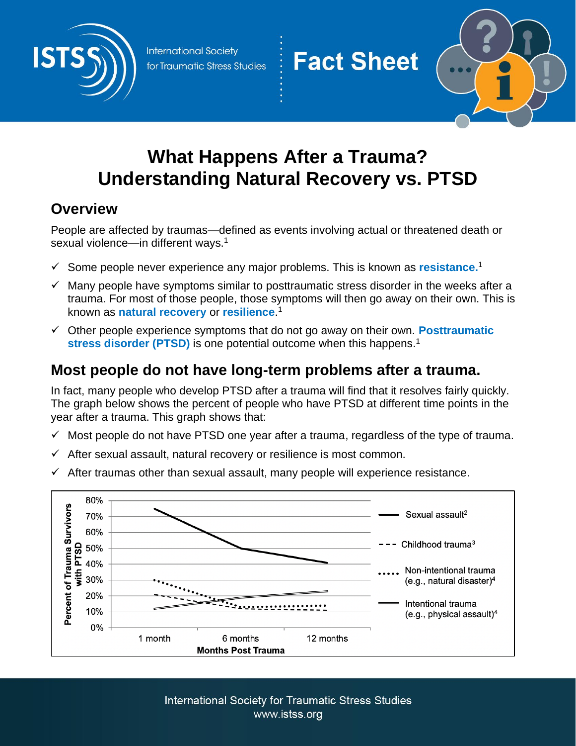# What Happens After a Trauma? Understanding Natural Recovery vs. PTSD

## Overview

People are affected by traumas—defined as events involving actual or threatened death or sexual violence—in different ways.[1]

- ✓ Some people never experience any major problems. This is known as **resistance.**[1]
- ✓ Many people have symptoms similar to posttraumatic stress disorder in the weeks after a trauma. For most of those people, those symptoms will then go away on their own. This is known as **natural recovery** or **resilience**.[1]
- ✓ Other people experience symptoms that do not go away on their own. **Posttraumatic stress disorder (PTSD)** is one potential outcome when this happens.[1]

## Most people do not have long-term problems after a trauma.

In fact, many people who develop PTSD after a trauma will find that it resolves fairly quickly. The graph below shows the percent of people who have PTSD at different time points in the year after a trauma. This graph shows that:

- ✓ Most people do not have PTSD one year after a trauma, regardless of the type of trauma.
- ✓ After sexual assault, natural recovery or resilience is most common.
- ✓ After traumas other than sexual assault, many people will experience resistance.

Percent of Trauma Survivors with PTSD (0%–80%) by Months Post Trauma (1 month, 6 months, 12 months)

Legend:
- Sexual assault[2]
- Childhood trauma[3]
- Non-intentional trauma (e.g., natural disaster)[4]
- Intentional trauma (e.g., physical assault)[4]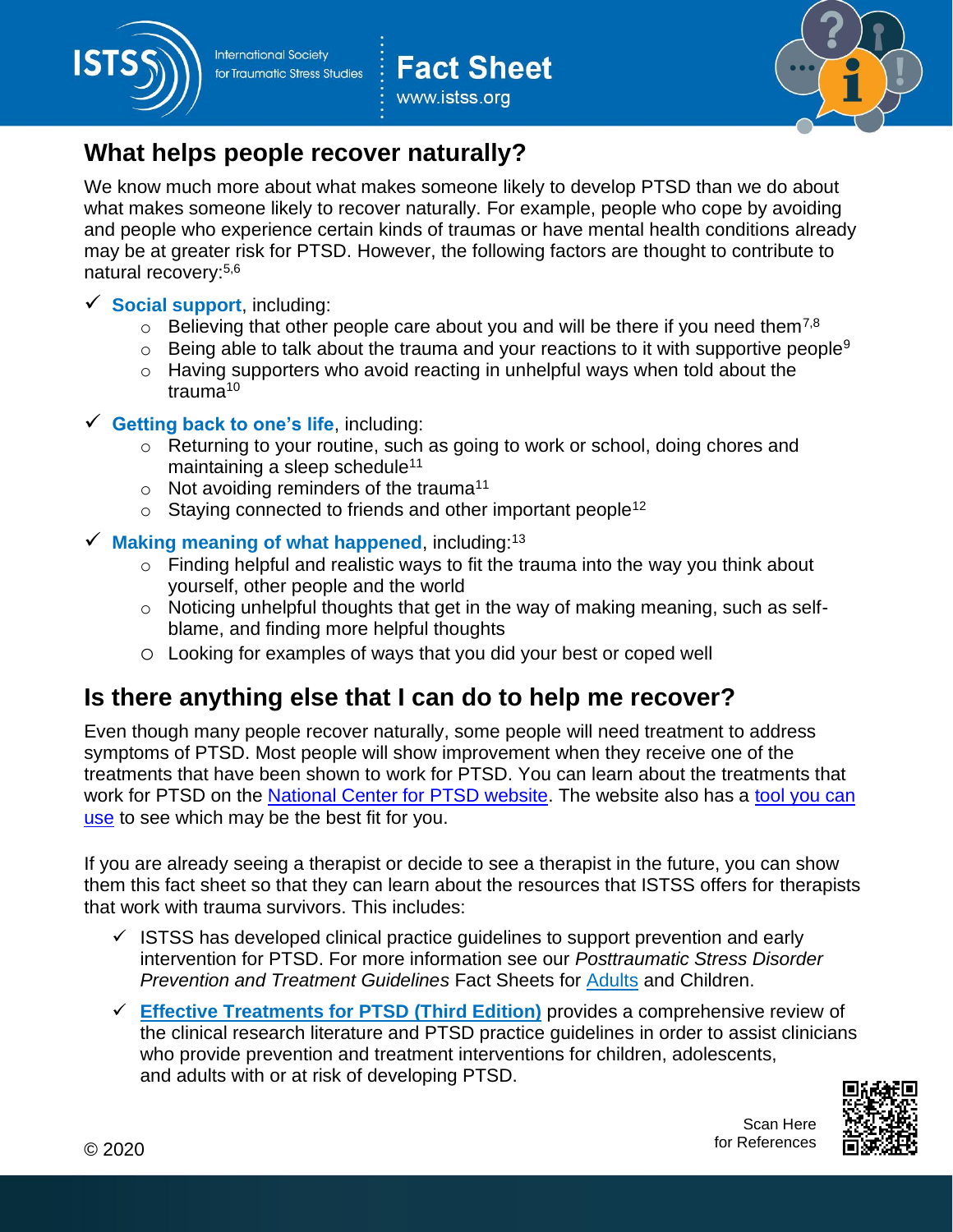## What helps people recover naturally?

We know much more about what makes someone likely to develop PTSD than we do about what makes someone likely to recover naturally. For example, people who cope by avoiding and people who experience certain kinds of traumas or have mental health conditions already may be at greater risk for PTSD. However, the following factors are thought to contribute to natural recovery:[5,6]

- ✓ **Social support**, including:
  - Believing that other people care about you and will be there if you need them[7,8]
  - Being able to talk about the trauma and your reactions to it with supportive people[9]
  - Having supporters who avoid reacting in unhelpful ways when told about the trauma[10]
- ✓ **Getting back to one's life**, including:
  - Returning to your routine, such as going to work or school, doing chores and maintaining a sleep schedule[11]
  - Not avoiding reminders of the trauma[11]
  - Staying connected to friends and other important people[12]
- ✓ **Making meaning of what happened**, including:[13]
  - Finding helpful and realistic ways to fit the trauma into the way you think about yourself, other people and the world
  - Noticing unhelpful thoughts that get in the way of making meaning, such as self-blame, and finding more helpful thoughts
  - Looking for examples of ways that you did your best or coped well

## Is there anything else that I can do to help me recover?

Even though many people recover naturally, some people will need treatment to address symptoms of PTSD. Most people will show improvement when they receive one of the treatments that have been shown to work for PTSD. You can learn about the treatments that work for PTSD on the National Center for PTSD website. The website also has a tool you can use to see which may be the best fit for you.

If you are already seeing a therapist or decide to see a therapist in the future, you can show them this fact sheet so that they can learn about the resources that ISTSS offers for therapists that work with trauma survivors. This includes:

- ✓ ISTSS has developed clinical practice guidelines to support prevention and early intervention for PTSD. For more information see our *Posttraumatic Stress Disorder Prevention and Treatment Guidelines* Fact Sheets for Adults and Children.
- ✓ **Effective Treatments for PTSD (Third Edition)** provides a comprehensive review of the clinical research literature and PTSD practice guidelines in order to assist clinicians who provide prevention and treatment interventions for children, adolescents, and adults with or at risk of developing PTSD.

Scan Here for References

© 2020